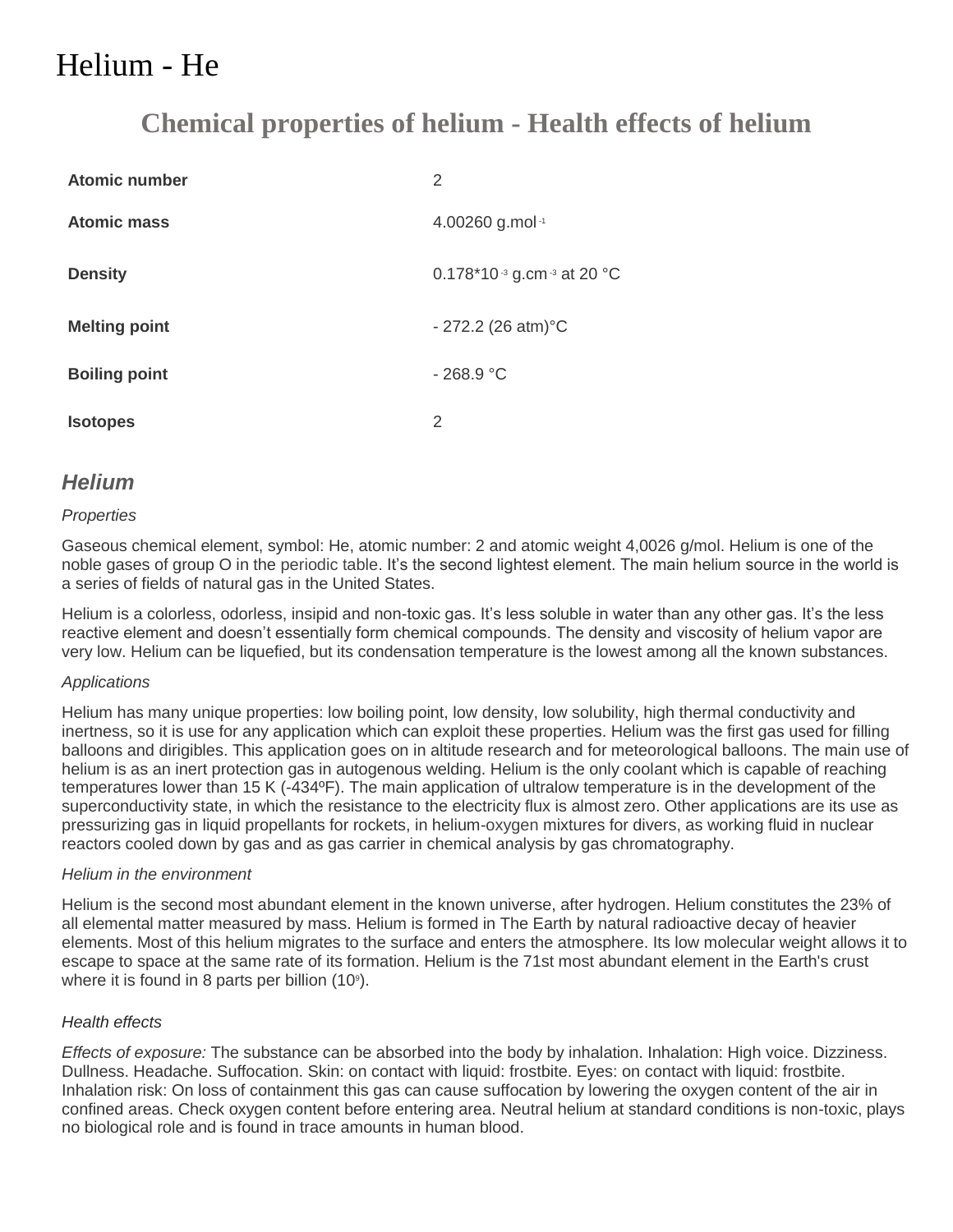# Helium - He

## Chemical properties of helium - Health effects of helium

| | |
|---|---|
| **Atomic number** | 2 |
| **Atomic mass** | 4.00260 g.mol$^{-1}$ |
| **Density** | 0.178*10$^{-3}$ g.cm$^{-3}$ at 20 °C |
| **Melting point** | - 272.2 (26 atm)°C |
| **Boiling point** | - 268.9 °C |
| **Isotopes** | 2 |

### *Helium*

*Properties*

Gaseous chemical element, symbol: He, atomic number: 2 and atomic weight 4,0026 g/mol. Helium is one of the noble gases of group O in the periodic table. It's the second lightest element. The main helium source in the world is a series of fields of natural gas in the United States.

Helium is a colorless, odorless, insipid and non-toxic gas. It's less soluble in water than any other gas. It's the less reactive element and doesn't essentially form chemical compounds. The density and viscosity of helium vapor are very low. Helium can be liquefied, but its condensation temperature is the lowest among all the known substances.

*Applications*

Helium has many unique properties: low boiling point, low density, low solubility, high thermal conductivity and inertness, so it is use for any application which can exploit these properties. Helium was the first gas used for filling balloons and dirigibles. This application goes on in altitude research and for meteorological balloons. The main use of helium is as an inert protection gas in autogenous welding. Helium is the only coolant which is capable of reaching temperatures lower than 15 K (-434ºF). The main application of ultralow temperature is in the development of the superconductivity state, in which the resistance to the electricity flux is almost zero. Other applications are its use as pressurizing gas in liquid propellants for rockets, in helium-oxygen mixtures for divers, as working fluid in nuclear reactors cooled down by gas and as gas carrier in chemical analysis by gas chromatography.

*Helium in the environment*

Helium is the second most abundant element in the known universe, after hydrogen. Helium constitutes the 23% of all elemental matter measured by mass. Helium is formed in The Earth by natural radioactive decay of heavier elements. Most of this helium migrates to the surface and enters the atmosphere. Its low molecular weight allows it to escape to space at the same rate of its formation. Helium is the 71st most abundant element in the Earth's crust where it is found in 8 parts per billion ($10^9$).

*Health effects*

*Effects of exposure:* The substance can be absorbed into the body by inhalation. Inhalation: High voice. Dizziness. Dullness. Headache. Suffocation. Skin: on contact with liquid: frostbite. Eyes: on contact with liquid: frostbite. Inhalation risk: On loss of containment this gas can cause suffocation by lowering the oxygen content of the air in confined areas. Check oxygen content before entering area. Neutral helium at standard conditions is non-toxic, plays no biological role and is found in trace amounts in human blood.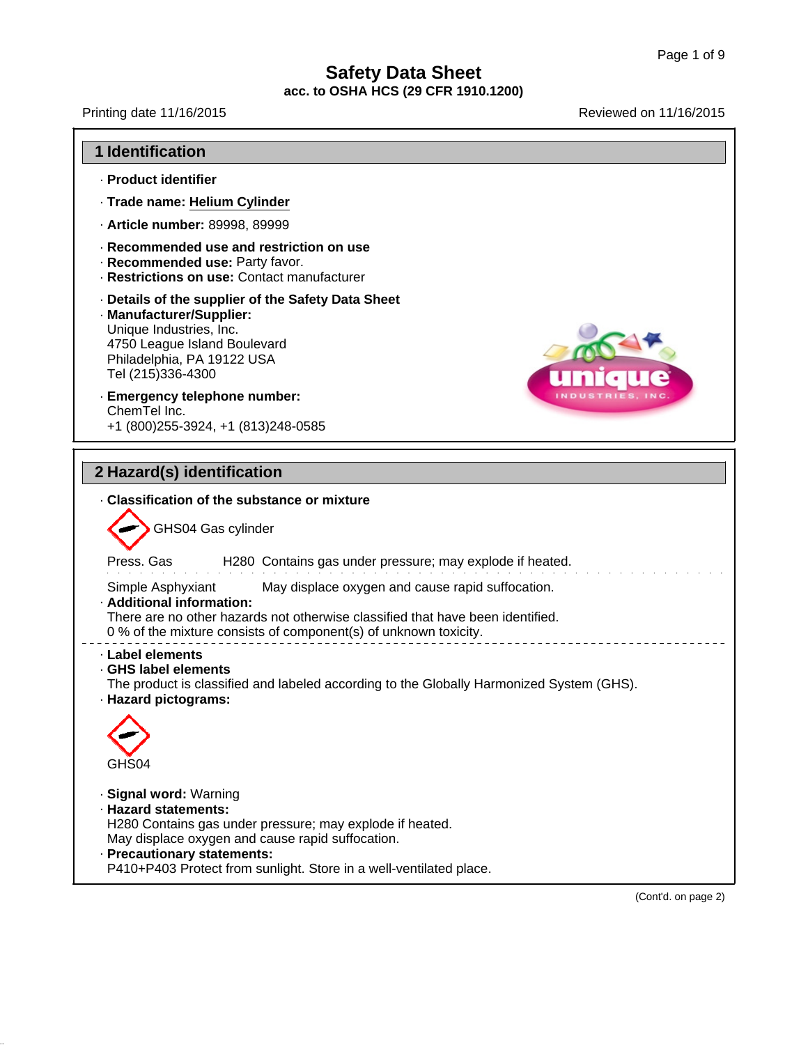# Safety Data Sheet

**acc. to OSHA HCS (29 CFR 1910.1200)**

Printing date 11/16/2015 Reviewed on 11/16/2015

## 1 Identification

· **Product identifier**

· **Trade name: Helium Cylinder**

· **Article number:** 89998, 89999

· **Recommended use and restriction on use**
· **Recommended use:** Party favor.
· **Restrictions on use:** Contact manufacturer

· **Details of the supplier of the Safety Data Sheet**
· **Manufacturer/Supplier:**
Unique Industries, Inc.
4750 League Island Boulevard
Philadelphia, PA 19122 USA
Tel (215)336-4300

· **Emergency telephone number:**
ChemTel Inc.
+1 (800)255-3924, +1 (813)248-0585

## 2 Hazard(s) identification

· **Classification of the substance or mixture**

GHS04 Gas cylinder

Press. Gas H280 Contains gas under pressure; may explode if heated.

Simple Asphyxiant May displace oxygen and cause rapid suffocation.

· **Additional information:**
There are no other hazards not otherwise classified that have been identified.
0 % of the mixture consists of component(s) of unknown toxicity.

· **Label elements**
· **GHS label elements**
The product is classified and labeled according to the Globally Harmonized System (GHS).
· **Hazard pictograms:**

GHS04

· **Signal word:** Warning
· **Hazard statements:**
H280 Contains gas under pressure; may explode if heated.
May displace oxygen and cause rapid suffocation.
· **Precautionary statements:**
P410+P403 Protect from sunlight. Store in a well-ventilated place.

(Cont'd. on page 2)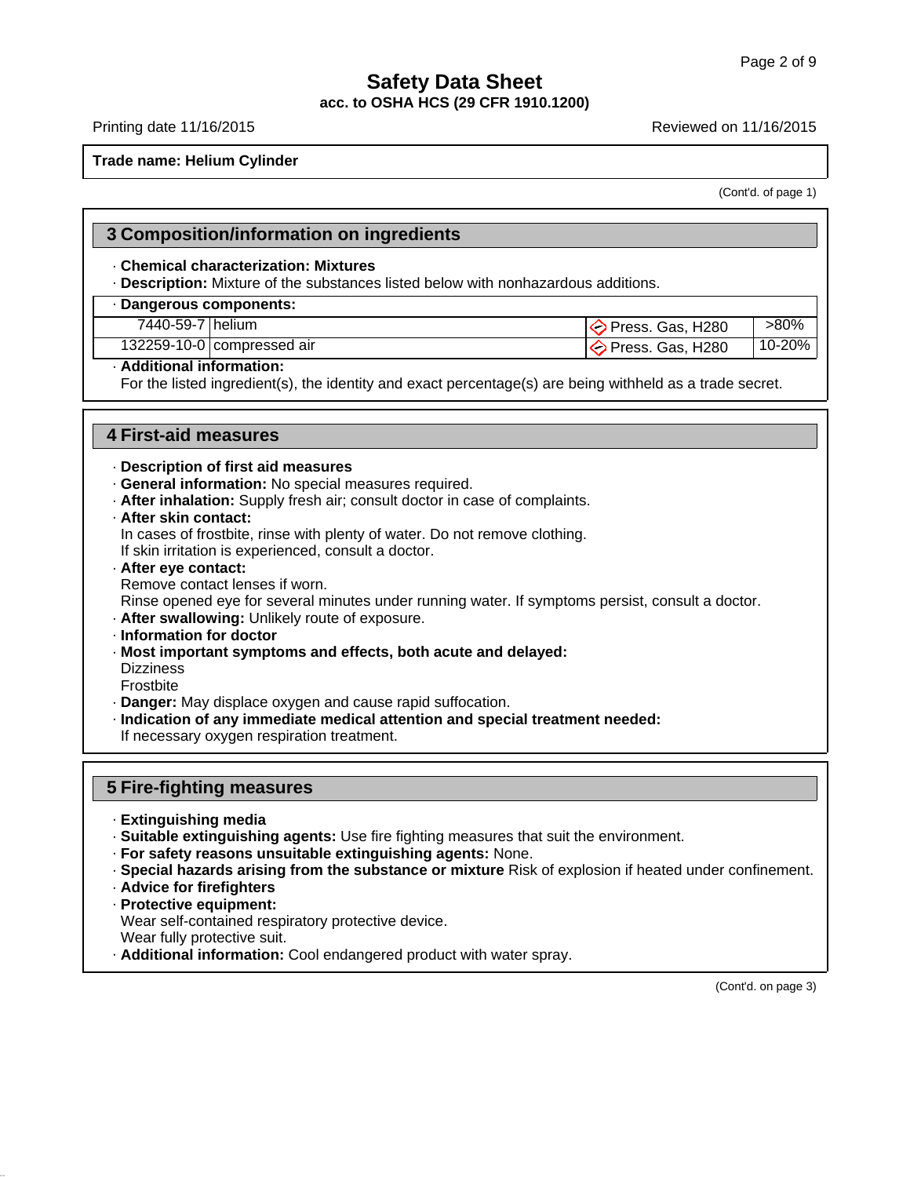**Trade name: Helium Cylinder**

(Cont'd. of page 1)

## 3 Composition/information on ingredients

· **Chemical characterization: Mixtures**
· **Description:** Mixture of the substances listed below with nonhazardous additions.

| · **Dangerous components:** | | | |
|---|---|---|---|
| 7440-59-7 | helium | Press. Gas, H280 | >80% |
| 132259-10-0 | compressed air | Press. Gas, H280 | 10-20% |

· **Additional information:**
For the listed ingredient(s), the identity and exact percentage(s) are being withheld as a trade secret.

## 4 First-aid measures

· **Description of first aid measures**
· **General information:** No special measures required.
· **After inhalation:** Supply fresh air; consult doctor in case of complaints.
· **After skin contact:**
In cases of frostbite, rinse with plenty of water. Do not remove clothing.
If skin irritation is experienced, consult a doctor.
· **After eye contact:**
Remove contact lenses if worn.
Rinse opened eye for several minutes under running water. If symptoms persist, consult a doctor.
· **After swallowing:** Unlikely route of exposure.
· **Information for doctor**
· **Most important symptoms and effects, both acute and delayed:**
Dizziness
Frostbite
· **Danger:** May displace oxygen and cause rapid suffocation.
· **Indication of any immediate medical attention and special treatment needed:**
If necessary oxygen respiration treatment.

## 5 Fire-fighting measures

· **Extinguishing media**
· **Suitable extinguishing agents:** Use fire fighting measures that suit the environment.
· **For safety reasons unsuitable extinguishing agents:** None.
· **Special hazards arising from the substance or mixture** Risk of explosion if heated under confinement.
· **Advice for firefighters**
· **Protective equipment:**
Wear self-contained respiratory protective device.
Wear fully protective suit.
· **Additional information:** Cool endangered product with water spray.

(Cont'd. on page 3)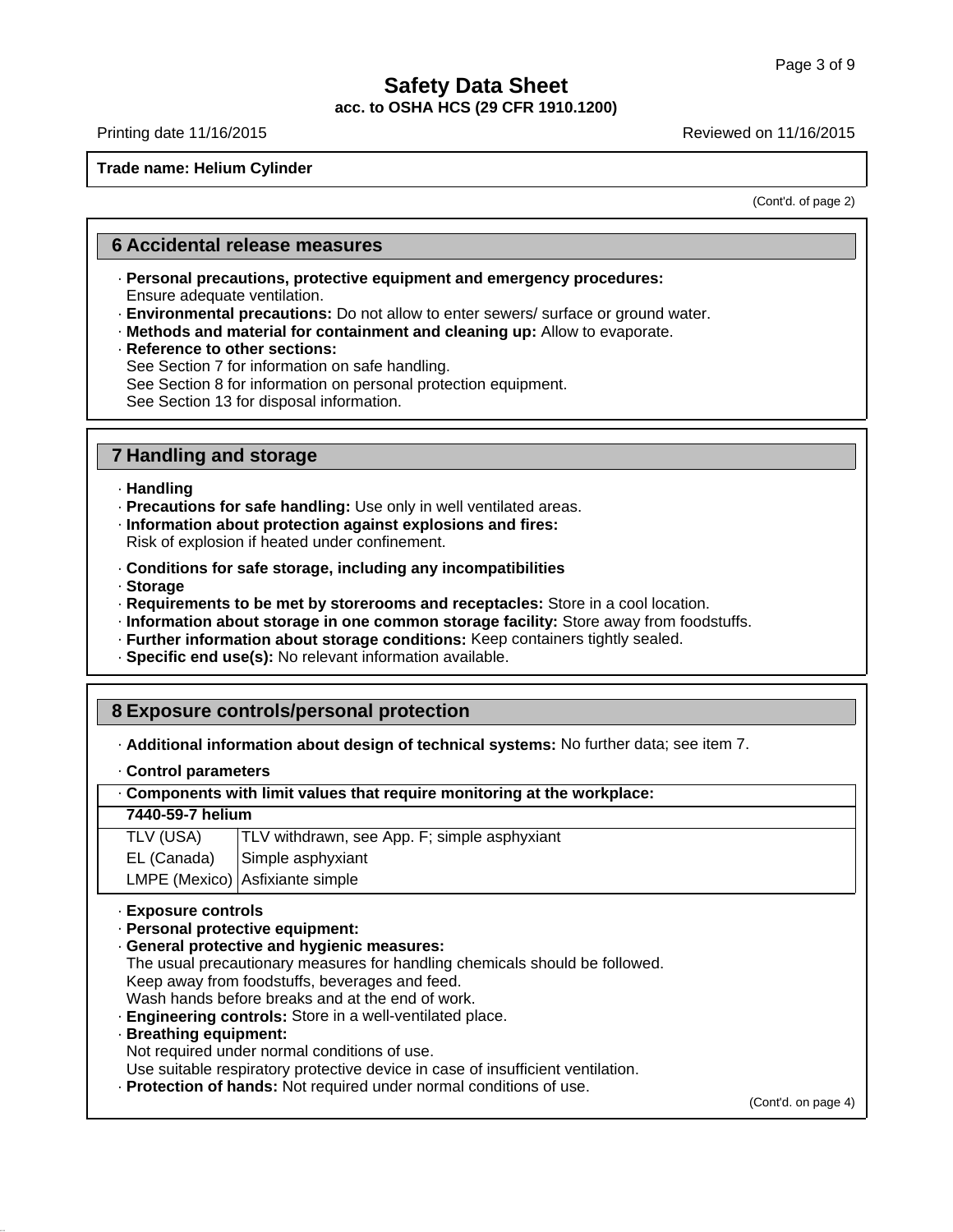(Cont'd. of page 2)

## 6 Accidental release measures

· **Personal precautions, protective equipment and emergency procedures:**
Ensure adequate ventilation.
· **Environmental precautions:** Do not allow to enter sewers/ surface or ground water.
· **Methods and material for containment and cleaning up:** Allow to evaporate.
· **Reference to other sections:**
See Section 7 for information on safe handling.
See Section 8 for information on personal protection equipment.
See Section 13 for disposal information.

## 7 Handling and storage

· **Handling**
· **Precautions for safe handling:** Use only in well ventilated areas.
· **Information about protection against explosions and fires:**
Risk of explosion if heated under confinement.

· **Conditions for safe storage, including any incompatibilities**
· **Storage**
· **Requirements to be met by storerooms and receptacles:** Store in a cool location.
· **Information about storage in one common storage facility:** Store away from foodstuffs.
· **Further information about storage conditions:** Keep containers tightly sealed.
· **Specific end use(s):** No relevant information available.

## 8 Exposure controls/personal protection

· **Additional information about design of technical systems:** No further data; see item 7.

· **Control parameters**

| · **Components with limit values that require monitoring at the workplace:** | |
|---|---|
| **7440-59-7 helium** | |
| TLV (USA) | TLV withdrawn, see App. F; simple asphyxiant |
| EL (Canada) | Simple asphyxiant |
| LMPE (Mexico) | Asfixiante simple |

· **Exposure controls**
· **Personal protective equipment:**
· **General protective and hygienic measures:**
The usual precautionary measures for handling chemicals should be followed.
Keep away from foodstuffs, beverages and feed.
Wash hands before breaks and at the end of work.
· **Engineering controls:** Store in a well-ventilated place.
· **Breathing equipment:**
Not required under normal conditions of use.
Use suitable respiratory protective device in case of insufficient ventilation.
· **Protection of hands:** Not required under normal conditions of use.

(Cont'd. on page 4)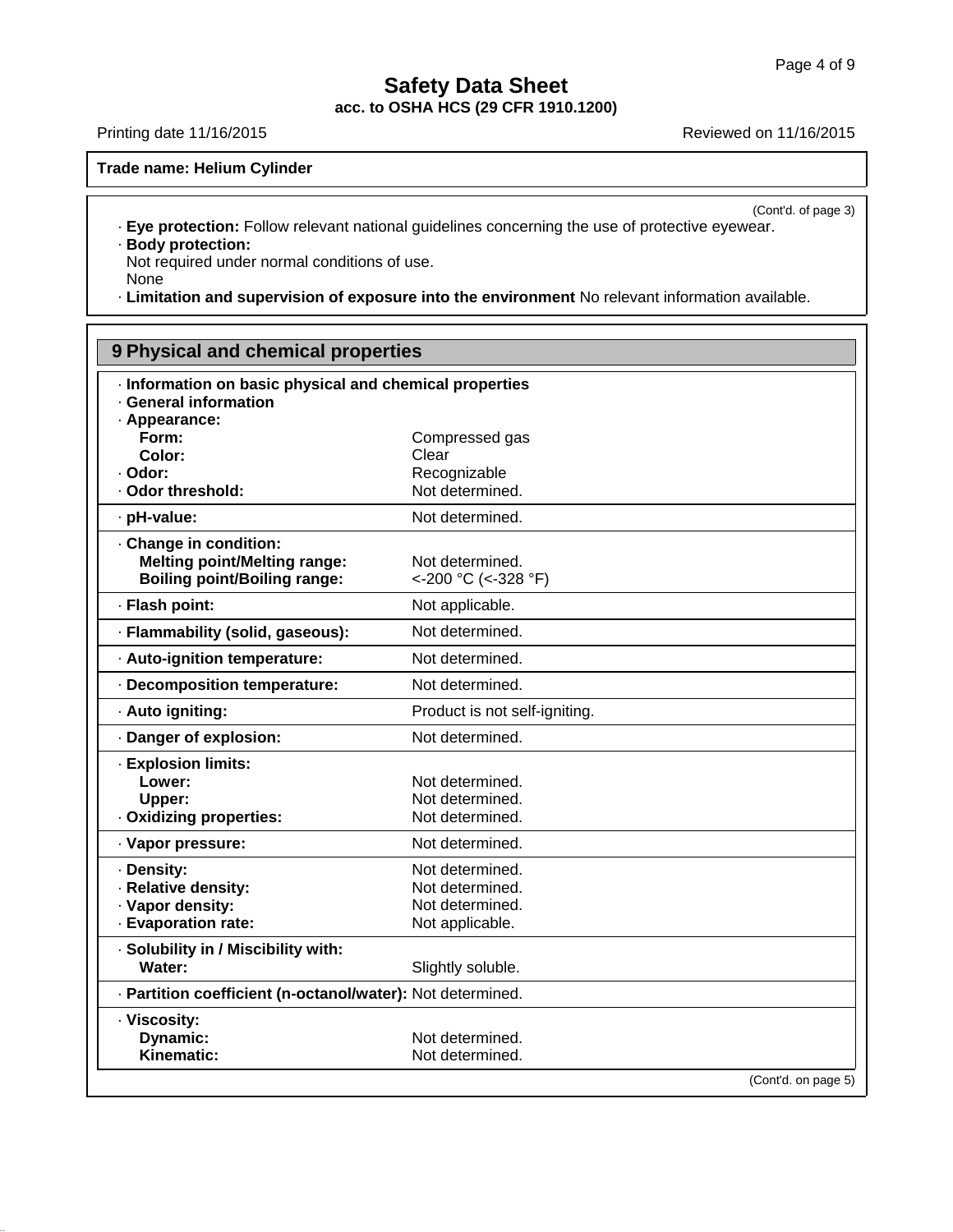**Trade name: Helium Cylinder**

(Cont'd. of page 3)

· **Eye protection:** Follow relevant national guidelines concerning the use of protective eyewear.

· **Body protection:**
Not required under normal conditions of use.
None

· **Limitation and supervision of exposure into the environment** No relevant information available.

## 9 Physical and chemical properties

· **Information on basic physical and chemical properties**

· **General information**

| | |
|---|---|
| · **Appearance:** | |
| **Form:** | Compressed gas |
| **Color:** | Clear |
| · **Odor:** | Recognizable |
| · **Odor threshold:** | Not determined. |
| · **pH-value:** | Not determined. |
| · **Change in condition:** | |
| **Melting point/Melting range:** | Not determined. |
| **Boiling point/Boiling range:** | <-200 °C (<-328 °F) |
| · **Flash point:** | Not applicable. |
| · **Flammability (solid, gaseous):** | Not determined. |
| · **Auto-ignition temperature:** | Not determined. |
| · **Decomposition temperature:** | Not determined. |
| · **Auto igniting:** | Product is not self-igniting. |
| · **Danger of explosion:** | Not determined. |
| · **Explosion limits:** | |
| **Lower:** | Not determined. |
| **Upper:** | Not determined. |
| · **Oxidizing properties:** | Not determined. |
| · **Vapor pressure:** | Not determined. |
| · **Density:** | Not determined. |
| · **Relative density:** | Not determined. |
| · **Vapor density:** | Not determined. |
| · **Evaporation rate:** | Not applicable. |
| · **Solubility in / Miscibility with:** | |
| **Water:** | Slightly soluble. |
| · **Partition coefficient (n-octanol/water):** | Not determined. |
| · **Viscosity:** | |
| **Dynamic:** | Not determined. |
| **Kinematic:** | Not determined. |

(Cont'd. on page 5)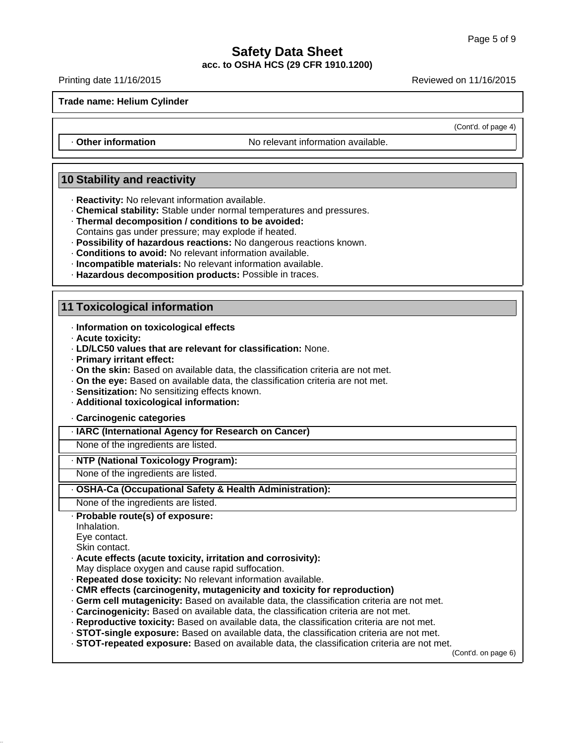(Cont'd. of page 4)

· **Other information** No relevant information available.

## 10 Stability and reactivity

· **Reactivity:** No relevant information available.
· **Chemical stability:** Stable under normal temperatures and pressures.
· **Thermal decomposition / conditions to be avoided:**
Contains gas under pressure; may explode if heated.
· **Possibility of hazardous reactions:** No dangerous reactions known.
· **Conditions to avoid:** No relevant information available.
· **Incompatible materials:** No relevant information available.
· **Hazardous decomposition products:** Possible in traces.

## 11 Toxicological information

· **Information on toxicological effects**
· **Acute toxicity:**
· **LD/LC50 values that are relevant for classification:** None.
· **Primary irritant effect:**
· **On the skin:** Based on available data, the classification criteria are not met.
· **On the eye:** Based on available data, the classification criteria are not met.
· **Sensitization:** No sensitizing effects known.
· **Additional toxicological information:**

· **Carcinogenic categories**

· **IARC (International Agency for Research on Cancer)**
None of the ingredients are listed.

· **NTP (National Toxicology Program):**
None of the ingredients are listed.

· **OSHA-Ca (Occupational Safety & Health Administration):**
None of the ingredients are listed.

· **Probable route(s) of exposure:**
Inhalation.
Eye contact.
Skin contact.
· **Acute effects (acute toxicity, irritation and corrosivity):**
May displace oxygen and cause rapid suffocation.
· **Repeated dose toxicity:** No relevant information available.
· **CMR effects (carcinogenity, mutagenicity and toxicity for reproduction)**
· **Germ cell mutagenicity:** Based on available data, the classification criteria are not met.
· **Carcinogenicity:** Based on available data, the classification criteria are not met.
· **Reproductive toxicity:** Based on available data, the classification criteria are not met.
· **STOT-single exposure:** Based on available data, the classification criteria are not met.
· **STOT-repeated exposure:** Based on available data, the classification criteria are not met.

(Cont'd. on page 6)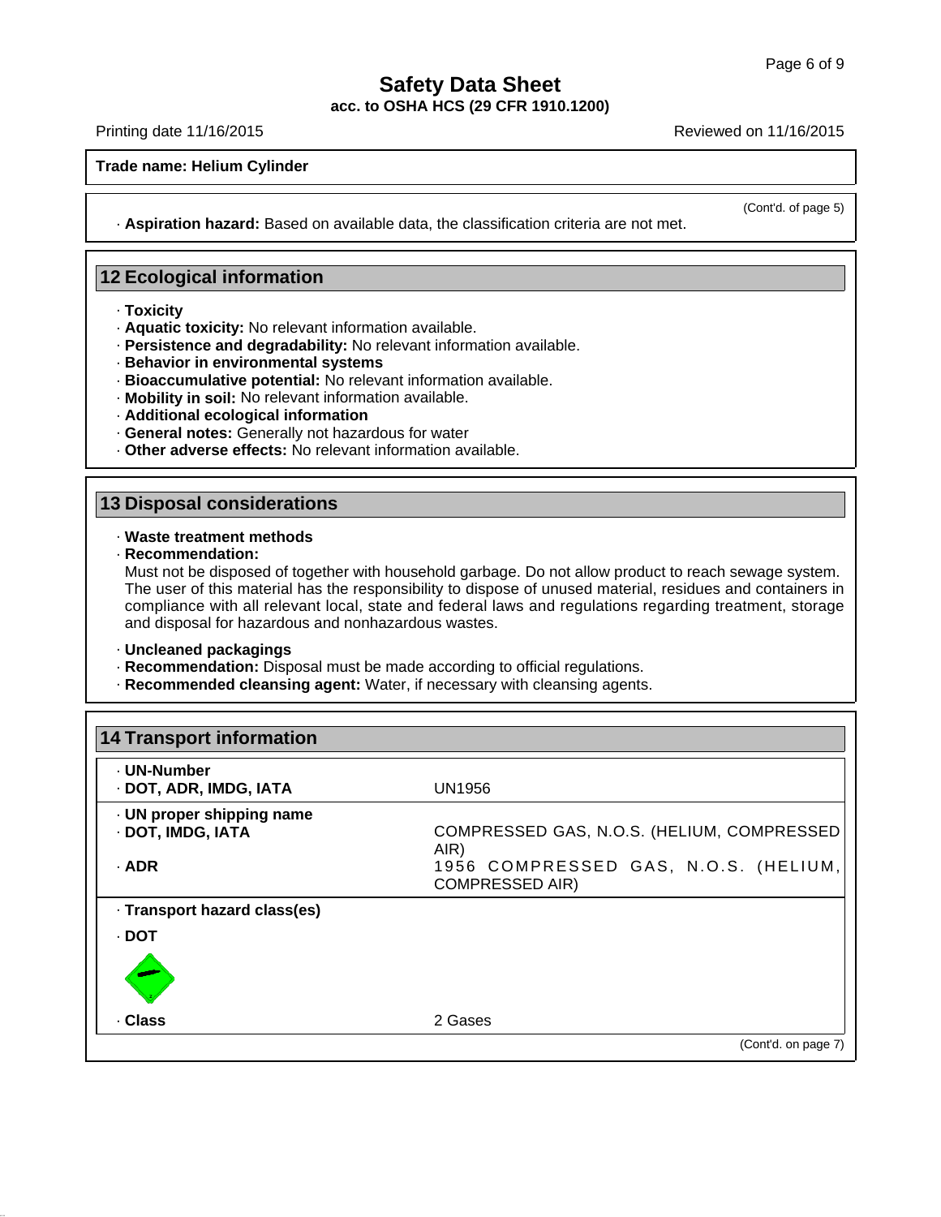**Trade name: Helium Cylinder**

(Cont'd. of page 5)

· **Aspiration hazard:** Based on available data, the classification criteria are not met.

## 12 Ecological information

· **Toxicity**
· **Aquatic toxicity:** No relevant information available.
· **Persistence and degradability:** No relevant information available.
· **Behavior in environmental systems**
· **Bioaccumulative potential:** No relevant information available.
· **Mobility in soil:** No relevant information available.
· **Additional ecological information**
· **General notes:** Generally not hazardous for water
· **Other adverse effects:** No relevant information available.

## 13 Disposal considerations

· **Waste treatment methods**
· **Recommendation:**
Must not be disposed of together with household garbage. Do not allow product to reach sewage system. The user of this material has the responsibility to dispose of unused material, residues and containers in compliance with all relevant local, state and federal laws and regulations regarding treatment, storage and disposal for hazardous and nonhazardous wastes.

· **Uncleaned packagings**
· **Recommendation:** Disposal must be made according to official regulations.
· **Recommended cleansing agent:** Water, if necessary with cleansing agents.

## 14 Transport information

| | |
|---|---|
| · **UN-Number** | |
| · **DOT, ADR, IMDG, IATA** | UN1956 |
| · **UN proper shipping name** | |
| · **DOT, IMDG, IATA** | COMPRESSED GAS, N.O.S. (HELIUM, COMPRESSED AIR) |
| · **ADR** | 1956 COMPRESSED GAS, N.O.S. (HELIUM, COMPRESSED AIR) |
| · **Transport hazard class(es)** | |
| · **DOT** | |
| · **Class** | 2 Gases |

(Cont'd. on page 7)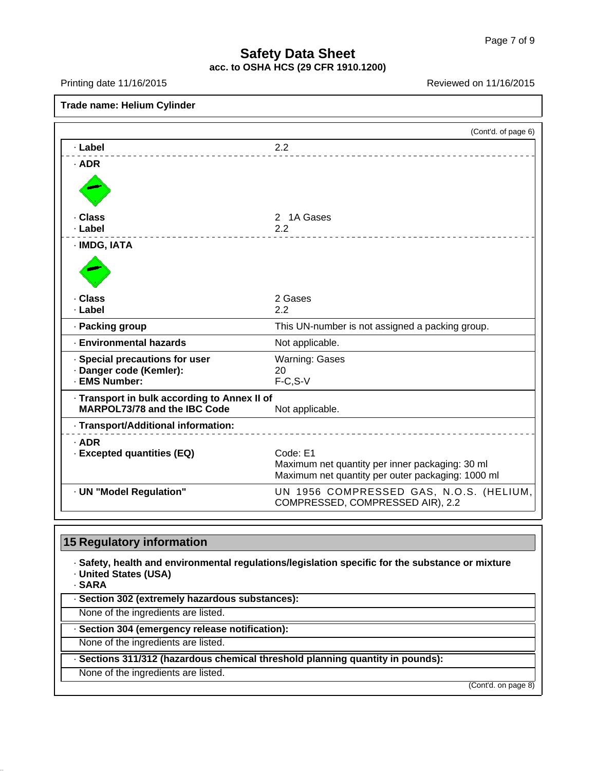Trade name: Helium Cylinder

(Cont'd. of page 6)

| | |
|---|---|
| · **Label** | 2.2 |
| · **ADR** | |
| · **Class** | 2 1A Gases |
| · **Label** | 2.2 |
| · **IMDG, IATA** | |
| · **Class** | 2 Gases |
| · **Label** | 2.2 |
| · **Packing group** | This UN-number is not assigned a packing group. |
| · **Environmental hazards** | Not applicable. |
| · **Special precautions for user** | Warning: Gases |
| · **Danger code (Kemler):** | 20 |
| · **EMS Number:** | F-C,S-V |
| · **Transport in bulk according to Annex II of MARPOL73/78 and the IBC Code** | Not applicable. |
| · **Transport/Additional information:** | |
| · **ADR** | |
| · **Excepted quantities (EQ)** | Code: E1<br>Maximum net quantity per inner packaging: 30 ml<br>Maximum net quantity per outer packaging: 1000 ml |
| · **UN "Model Regulation"** | UN 1956 COMPRESSED GAS, N.O.S. (HELIUM, COMPRESSED, COMPRESSED AIR), 2.2 |

## 15 Regulatory information

· **Safety, health and environmental regulations/legislation specific for the substance or mixture**
· **United States (USA)**
· **SARA**

· **Section 302 (extremely hazardous substances):**

None of the ingredients are listed.

· **Section 304 (emergency release notification):**

None of the ingredients are listed.

· **Sections 311/312 (hazardous chemical threshold planning quantity in pounds):**

None of the ingredients are listed.

(Cont'd. on page 8)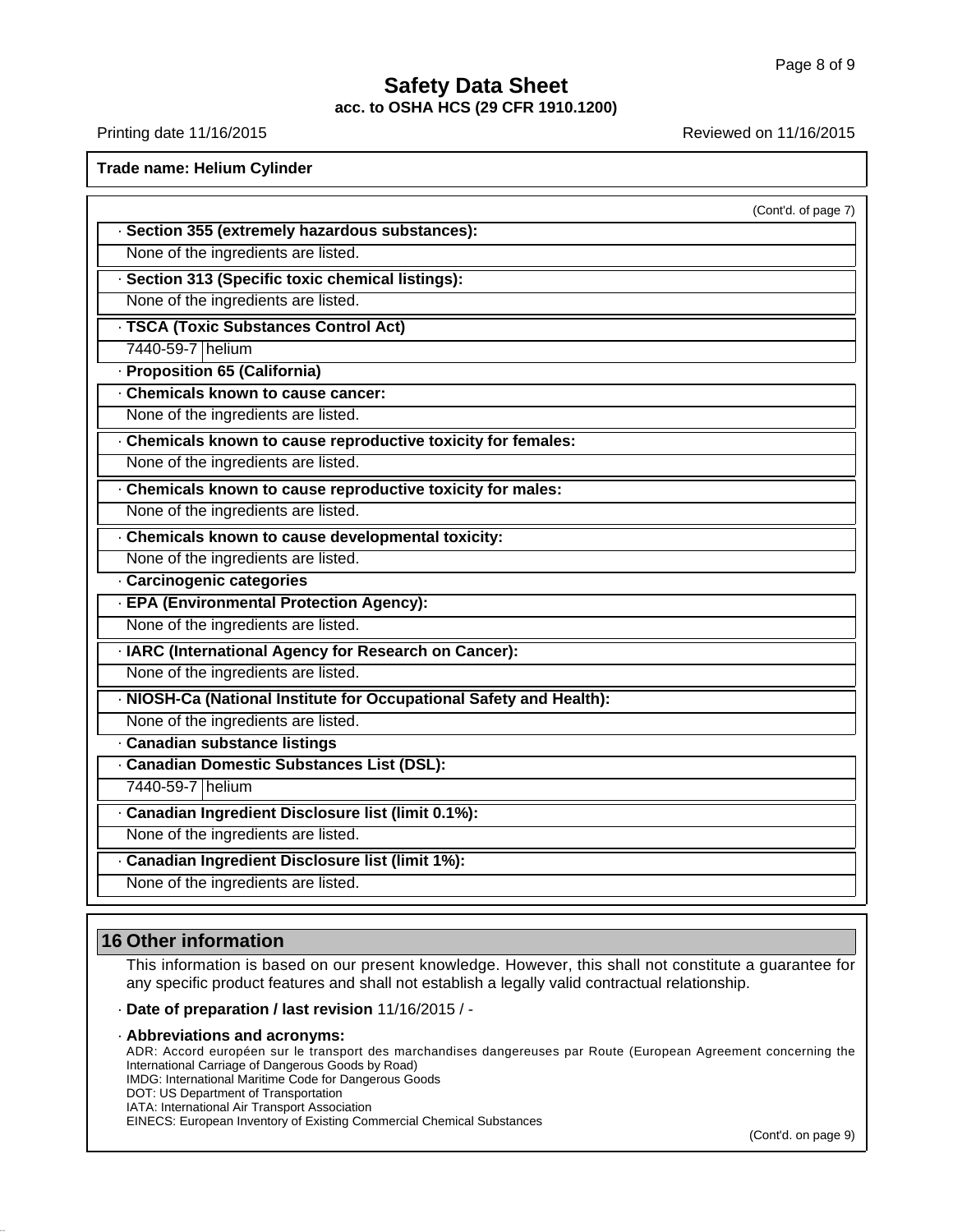Trade name: Helium Cylinder

(Cont'd. of page 7)

· **Section 355 (extremely hazardous substances):**

None of the ingredients are listed.

· **Section 313 (Specific toxic chemical listings):**

None of the ingredients are listed.

· **TSCA (Toxic Substances Control Act)**

| | |
|---|---|
| 7440-59-7 | helium |

· **Proposition 65 (California)**

· **Chemicals known to cause cancer:**

None of the ingredients are listed.

· **Chemicals known to cause reproductive toxicity for females:**

None of the ingredients are listed.

· **Chemicals known to cause reproductive toxicity for males:**

None of the ingredients are listed.

· **Chemicals known to cause developmental toxicity:**

None of the ingredients are listed.

· **Carcinogenic categories**

· **EPA (Environmental Protection Agency):**

None of the ingredients are listed.

· **IARC (International Agency for Research on Cancer):**

None of the ingredients are listed.

· **NIOSH-Ca (National Institute for Occupational Safety and Health):**

None of the ingredients are listed.

· **Canadian substance listings**

· **Canadian Domestic Substances List (DSL):**

| | |
|---|---|
| 7440-59-7 | helium |

· **Canadian Ingredient Disclosure list (limit 0.1%):**

None of the ingredients are listed.

· **Canadian Ingredient Disclosure list (limit 1%):**

None of the ingredients are listed.

## 16 Other information

This information is based on our present knowledge. However, this shall not constitute a guarantee for any specific product features and shall not establish a legally valid contractual relationship.

· **Date of preparation / last revision** 11/16/2015 / -

· **Abbreviations and acronyms:**

ADR: Accord européen sur le transport des marchandises dangereuses par Route (European Agreement concerning the International Carriage of Dangerous Goods by Road)
IMDG: International Maritime Code for Dangerous Goods
DOT: US Department of Transportation
IATA: International Air Transport Association
EINECS: European Inventory of Existing Commercial Chemical Substances

(Cont'd. on page 9)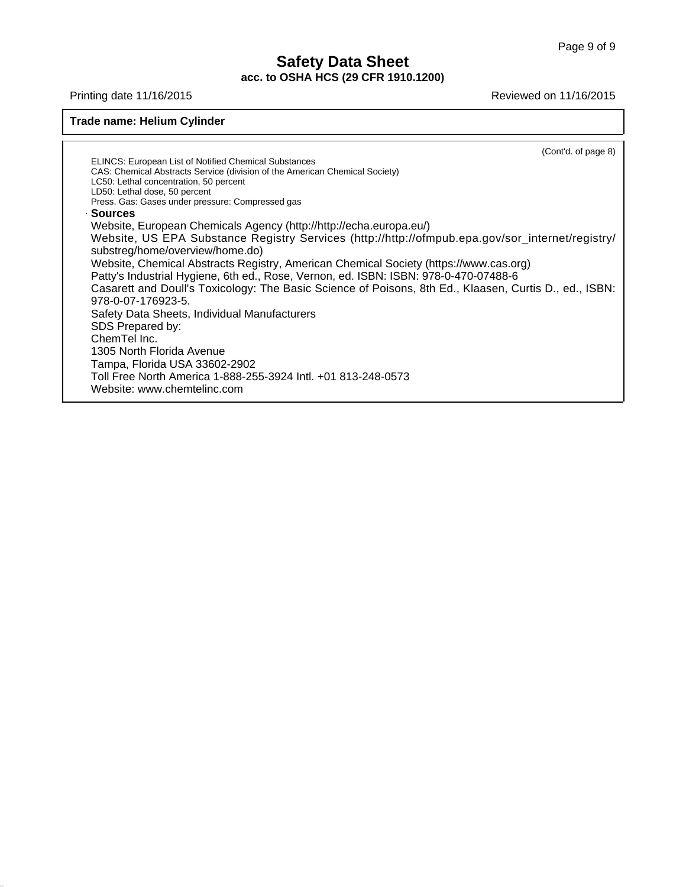**Trade name: Helium Cylinder**

(Cont'd. of page 8)

ELINCS: European List of Notified Chemical Substances
CAS: Chemical Abstracts Service (division of the American Chemical Society)
LC50: Lethal concentration, 50 percent
LD50: Lethal dose, 50 percent
Press. Gas: Gases under pressure: Compressed gas

· **Sources**

Website, European Chemicals Agency (http://http://echa.europa.eu/)
Website, US EPA Substance Registry Services (http://http://ofmpub.epa.gov/sor_internet/registry/substreg/home/overview/home.do)
Website, Chemical Abstracts Registry, American Chemical Society (https://www.cas.org)
Patty's Industrial Hygiene, 6th ed., Rose, Vernon, ed. ISBN: ISBN: 978-0-470-07488-6
Casarett and Doull's Toxicology: The Basic Science of Poisons, 8th Ed., Klaasen, Curtis D., ed., ISBN: 978-0-07-176923-5.
Safety Data Sheets, Individual Manufacturers
SDS Prepared by:
ChemTel Inc.
1305 North Florida Avenue
Tampa, Florida USA 33602-2902
Toll Free North America 1-888-255-3924 Intl. +01 813-248-0573
Website: www.chemtelinc.com